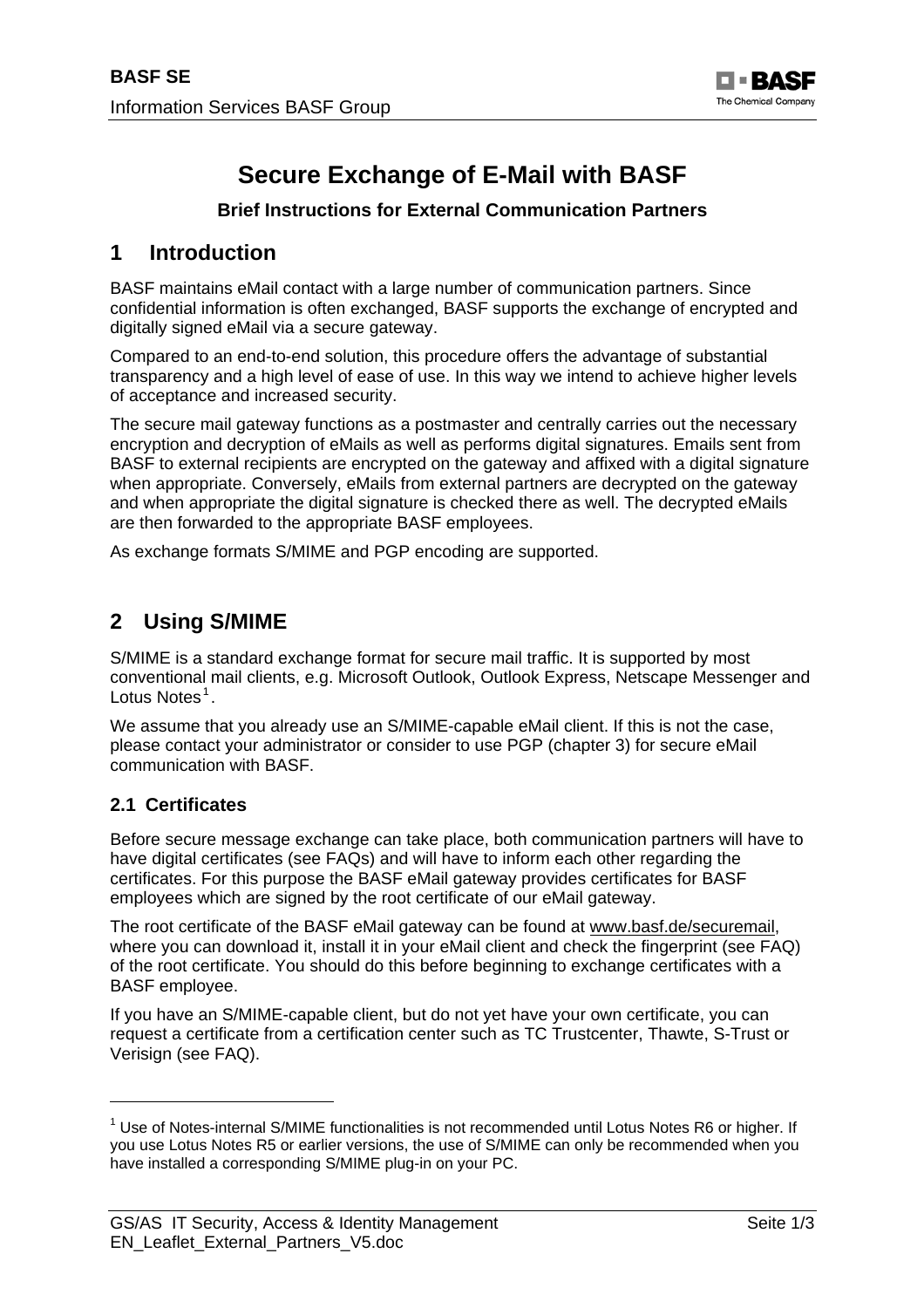# Secure Exchange of E-Mail with BASF

**Brief Instructions for External Communication Partners**

## 1 Introduction

BASF maintains eMail contact with a large number of communication partners. Since confidential information is often exchanged, BASF supports the exchange of encrypted and digitally signed eMail via a secure gateway.

Compared to an end-to-end solution, this procedure offers the advantage of substantial transparency and a high level of ease of use. In this way we intend to achieve higher levels of acceptance and increased security.

The secure mail gateway functions as a postmaster and centrally carries out the necessary encryption and decryption of eMails as well as performs digital signatures. Emails sent from BASF to external recipients are encrypted on the gateway and affixed with a digital signature when appropriate. Conversely, eMails from external partners are decrypted on the gateway and when appropriate the digital signature is checked there as well. The decrypted eMails are then forwarded to the appropriate BASF employees.

As exchange formats S/MIME and PGP encoding are supported.

## 2 Using S/MIME

S/MIME is a standard exchange format for secure mail traffic. It is supported by most conventional mail clients, e.g. Microsoft Outlook, Outlook Express, Netscape Messenger and Lotus Notes[1].

We assume that you already use an S/MIME-capable eMail client. If this is not the case, please contact your administrator or consider to use PGP (chapter 3) for secure eMail communication with BASF.

### 2.1 Certificates

Before secure message exchange can take place, both communication partners will have to have digital certificates (see FAQs) and will have to inform each other regarding the certificates. For this purpose the BASF eMail gateway provides certificates for BASF employees which are signed by the root certificate of our eMail gateway.

The root certificate of the BASF eMail gateway can be found at www.basf.de/securemail, where you can download it, install it in your eMail client and check the fingerprint (see FAQ) of the root certificate. You should do this before beginning to exchange certificates with a BASF employee.

If you have an S/MIME-capable client, but do not yet have your own certificate, you can request a certificate from a certification center such as TC Trustcenter, Thawte, S-Trust or Verisign (see FAQ).

---

[1] Use of Notes-internal S/MIME functionalities is not recommended until Lotus Notes R6 or higher. If you use Lotus Notes R5 or earlier versions, the use of S/MIME can only be recommended when you have installed a corresponding S/MIME plug-in on your PC.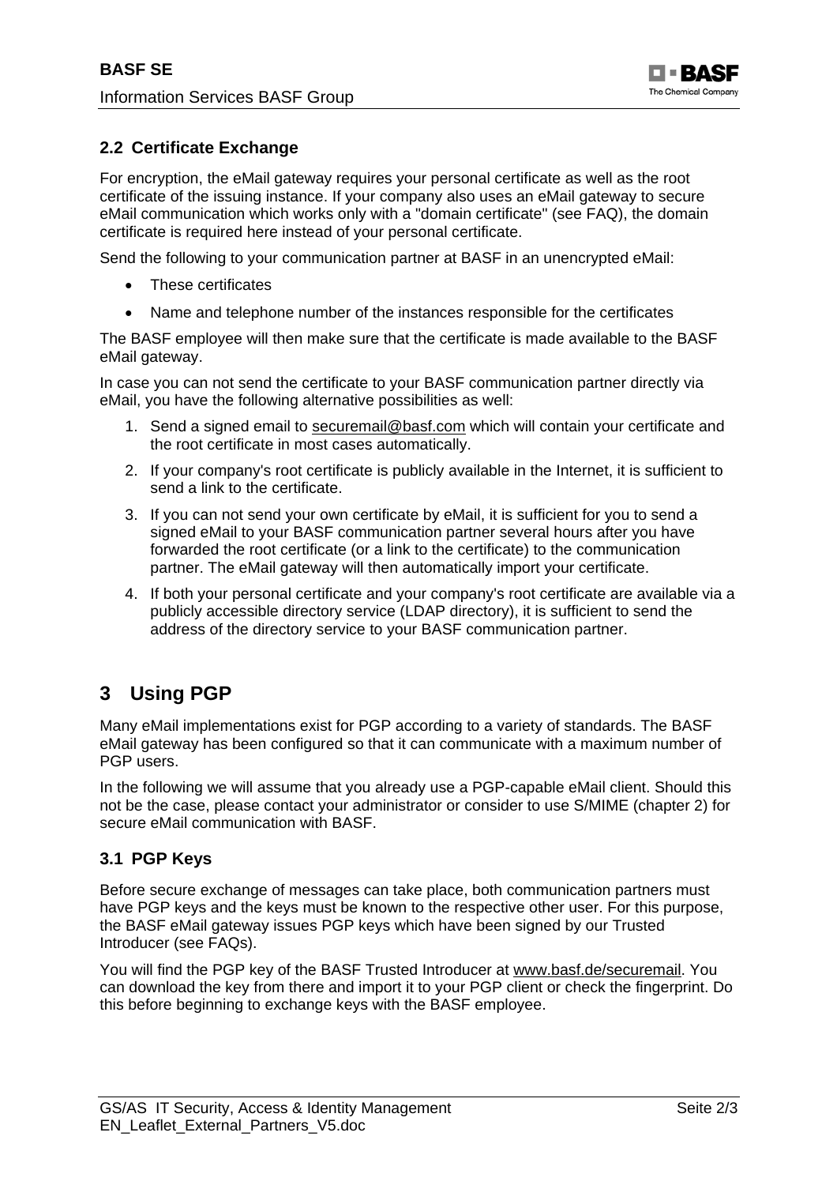### 2.2 Certificate Exchange

For encryption, the eMail gateway requires your personal certificate as well as the root certificate of the issuing instance. If your company also uses an eMail gateway to secure eMail communication which works only with a "domain certificate" (see FAQ), the domain certificate is required here instead of your personal certificate.

Send the following to your communication partner at BASF in an unencrypted eMail:

- These certificates
- Name and telephone number of the instances responsible for the certificates

The BASF employee will then make sure that the certificate is made available to the BASF eMail gateway.

In case you can not send the certificate to your BASF communication partner directly via eMail, you have the following alternative possibilities as well:

1. Send a signed email to securemail@basf.com which will contain your certificate and the root certificate in most cases automatically.
2. If your company's root certificate is publicly available in the Internet, it is sufficient to send a link to the certificate.
3. If you can not send your own certificate by eMail, it is sufficient for you to send a signed eMail to your BASF communication partner several hours after you have forwarded the root certificate (or a link to the certificate) to the communication partner. The eMail gateway will then automatically import your certificate.
4. If both your personal certificate and your company's root certificate are available via a publicly accessible directory service (LDAP directory), it is sufficient to send the address of the directory service to your BASF communication partner.

## 3 Using PGP

Many eMail implementations exist for PGP according to a variety of standards. The BASF eMail gateway has been configured so that it can communicate with a maximum number of PGP users.

In the following we will assume that you already use a PGP-capable eMail client. Should this not be the case, please contact your administrator or consider to use S/MIME (chapter 2) for secure eMail communication with BASF.

### 3.1 PGP Keys

Before secure exchange of messages can take place, both communication partners must have PGP keys and the keys must be known to the respective other user. For this purpose, the BASF eMail gateway issues PGP keys which have been signed by our Trusted Introducer (see FAQs).

You will find the PGP key of the BASF Trusted Introducer at www.basf.de/securemail. You can download the key from there and import it to your PGP client or check the fingerprint. Do this before beginning to exchange keys with the BASF employee.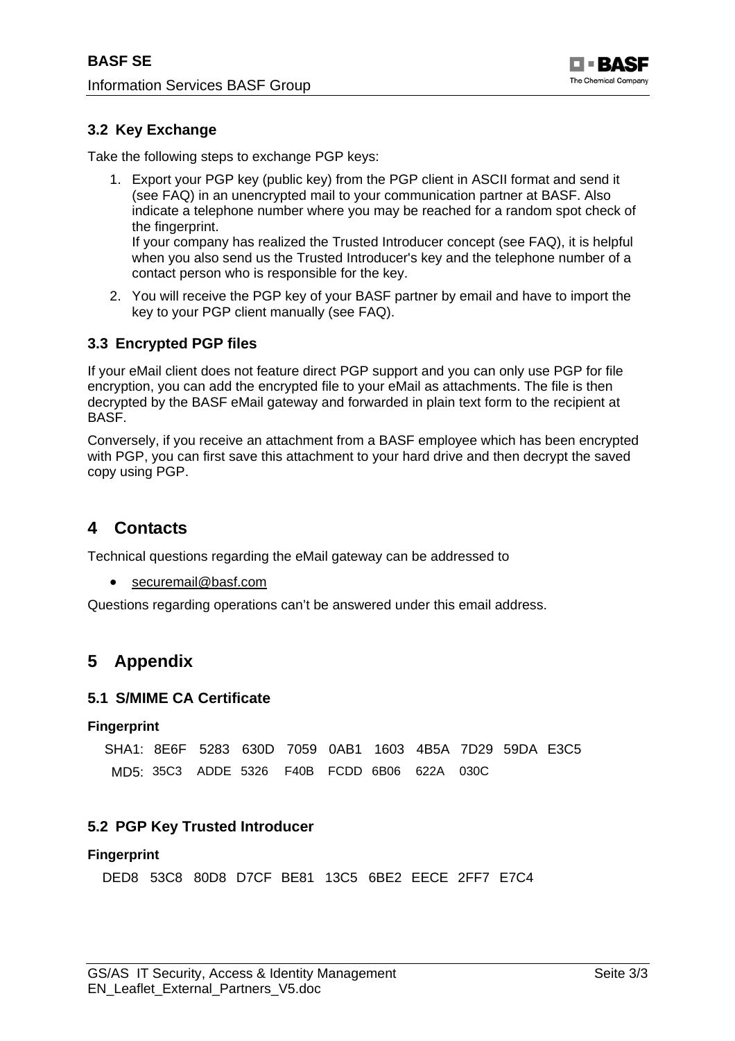### 3.2 Key Exchange

Take the following steps to exchange PGP keys:

1. Export your PGP key (public key) from the PGP client in ASCII format and send it (see FAQ) in an unencrypted mail to your communication partner at BASF. Also indicate a telephone number where you may be reached for a random spot check of the fingerprint.
   If your company has realized the Trusted Introducer concept (see FAQ), it is helpful when you also send us the Trusted Introducer's key and the telephone number of a contact person who is responsible for the key.
2. You will receive the PGP key of your BASF partner by email and have to import the key to your PGP client manually (see FAQ).

### 3.3 Encrypted PGP files

If your eMail client does not feature direct PGP support and you can only use PGP for file encryption, you can add the encrypted file to your eMail as attachments. The file is then decrypted by the BASF eMail gateway and forwarded in plain text form to the recipient at BASF.

Conversely, if you receive an attachment from a BASF employee which has been encrypted with PGP, you can first save this attachment to your hard drive and then decrypt the saved copy using PGP.

## 4 Contacts

Technical questions regarding the eMail gateway can be addressed to

- securemail@basf.com

Questions regarding operations can't be answered under this email address.

## 5 Appendix

### 5.1 S/MIME CA Certificate

**Fingerprint**

SHA1: 8E6F 5283 630D 7059 0AB1 1603 4B5A 7D29 59DA E3C5

MD5: 35C3 ADDE 5326 F40B FCDD 6B06 622A 030C

### 5.2 PGP Key Trusted Introducer

**Fingerprint**

DED8 53C8 80D8 D7CF BE81 13C5 6BE2 EECE 2FF7 E7C4